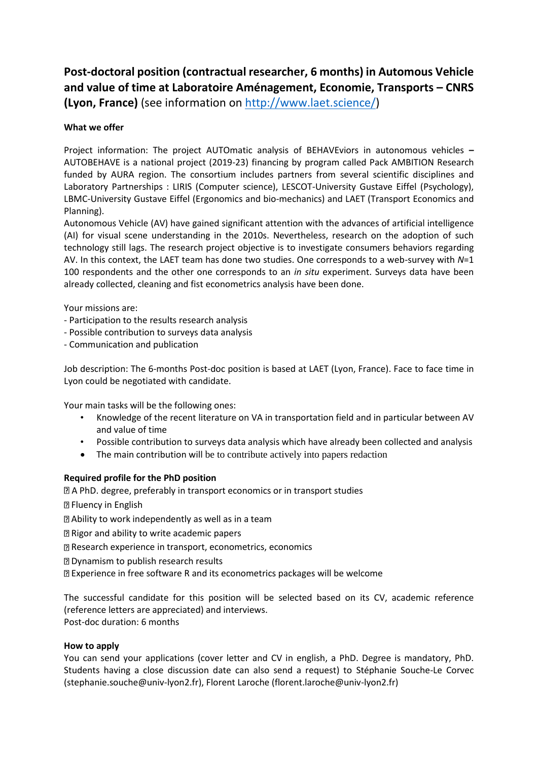# Post-doctoral position (contractual researcher, 6 months) in Automous Vehicle and value of time at Laboratoire Aménagement, Economie, Transports – CNRS (Lyon, France) (see information on [http://www.laet.science/](http://www.laet.science/))

**What we offer**

Project information: The project AUTOmatic analysis of BEHAVEviors in autonomous vehicles **–** AUTOBEHAVE is a national project (2019-23) financing by program called Pack AMBITION Research funded by AURA region. The consortium includes partners from several scientific disciplines and Laboratory Partnerships : LIRIS (Computer science), LESCOT-University Gustave Eiffel (Psychology), LBMC-University Gustave Eiffel (Ergonomics and bio-mechanics) and LAET (Transport Economics and Planning).

Autonomous Vehicle (AV) have gained significant attention with the advances of artificial intelligence (AI) for visual scene understanding in the 2010s. Nevertheless, research on the adoption of such technology still lags. The research project objective is to investigate consumers behaviors regarding AV. In this context, the LAET team has done two studies. One corresponds to a web-survey with *N*=1 100 respondents and the other one corresponds to an *in situ* experiment. Surveys data have been already collected, cleaning and fist econometrics analysis have been done.

Your missions are:

- Participation to the results research analysis
- Possible contribution to surveys data analysis
- Communication and publication

Job description: The 6-months Post-doc position is based at LAET (Lyon, France). Face to face time in Lyon could be negotiated with candidate.

Your main tasks will be the following ones:

- Knowledge of the recent literature on VA in transportation field and in particular between AV and value of time
- Possible contribution to surveys data analysis which have already been collected and analysis
- The main contribution will be to contribute actively into papers redaction

**Required profile for the PhD position**

- A PhD. degree, preferably in transport economics or in transport studies
- Fluency in English
- Ability to work independently as well as in a team
- Rigor and ability to write academic papers
- Research experience in transport, econometrics, economics
- Dynamism to publish research results
- Experience in free software R and its econometrics packages will be welcome

The successful candidate for this position will be selected based on its CV, academic reference (reference letters are appreciated) and interviews.

Post-doc duration: 6 months

**How to apply**

You can send your applications (cover letter and CV in english, a PhD. Degree is mandatory, PhD. Students having a close discussion date can also send a request) to Stéphanie Souche-Le Corvec (stephanie.souche@univ-lyon2.fr), Florent Laroche (florent.laroche@univ-lyon2.fr)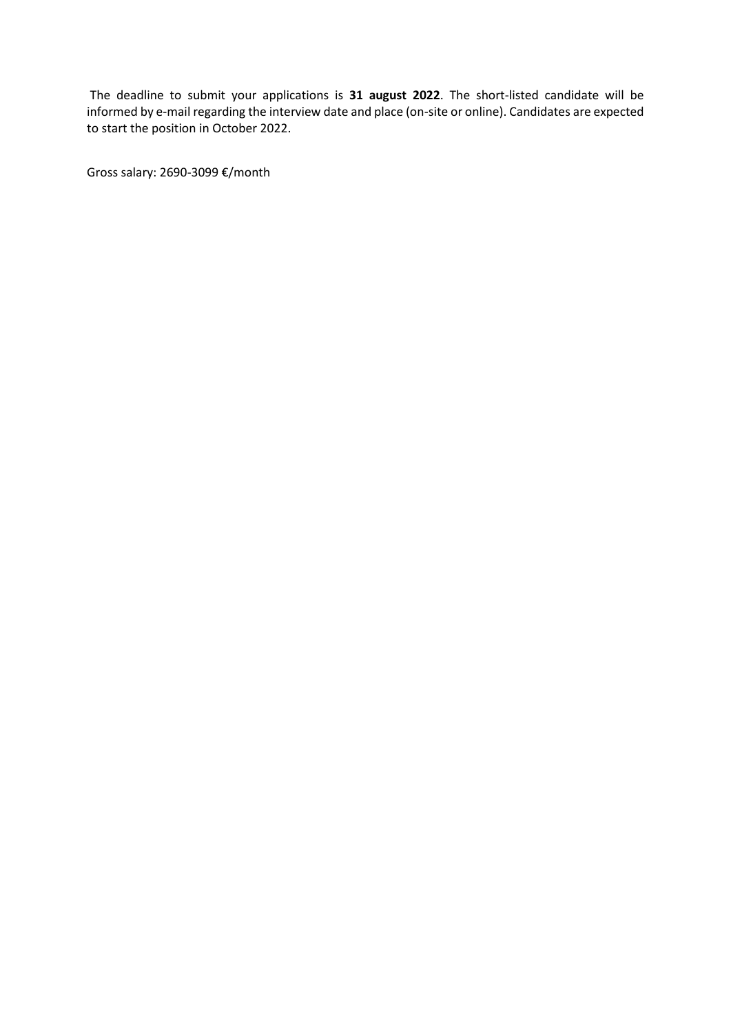The deadline to submit your applications is **31 august 2022**. The short-listed candidate will be informed by e-mail regarding the interview date and place (on-site or online). Candidates are expected to start the position in October 2022.

Gross salary: 2690-3099 €/month